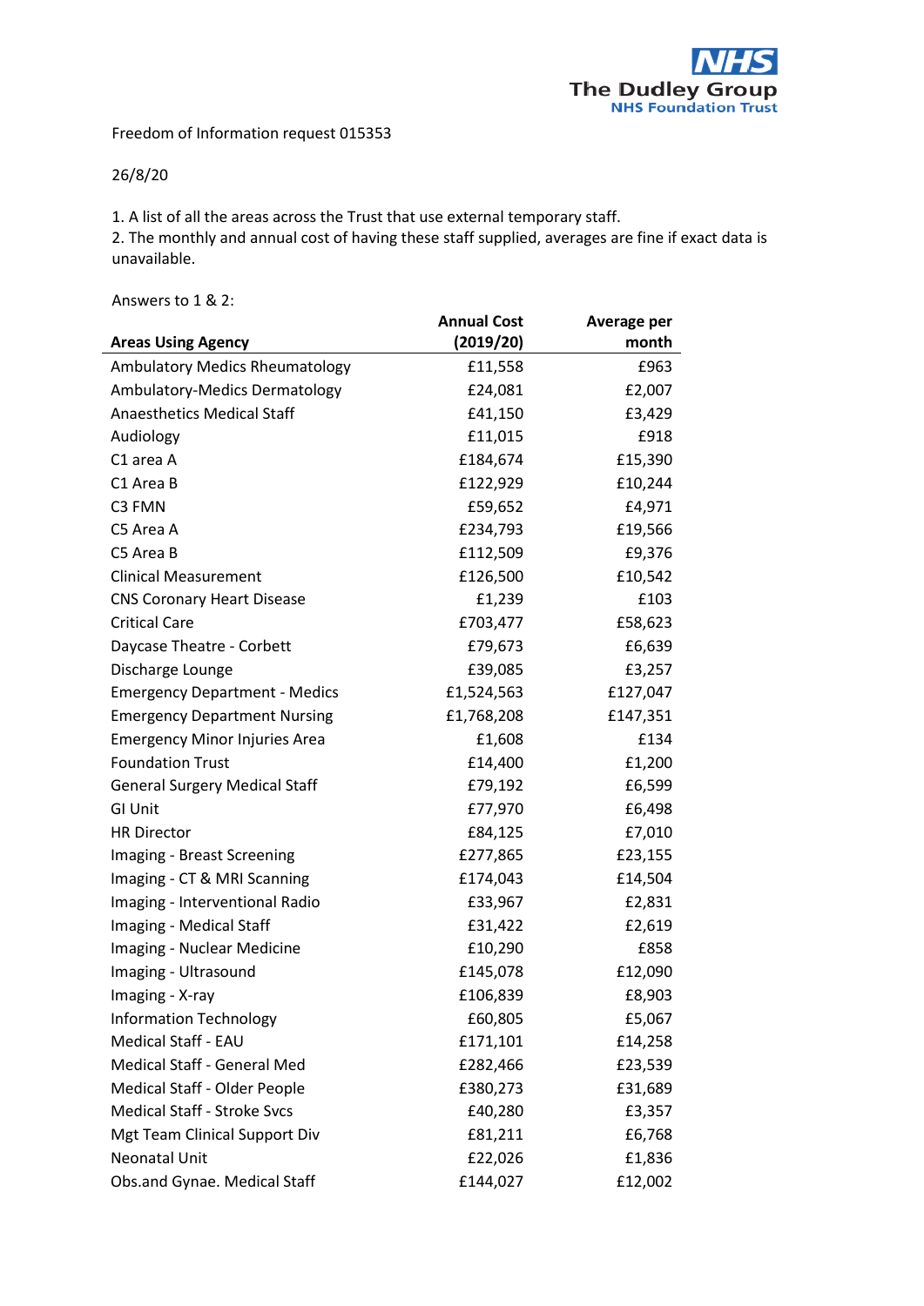Freedom of Information request 015353

26/8/20

1. A list of all the areas across the Trust that use external temporary staff.
2. The monthly and annual cost of having these staff supplied, averages are fine if exact data is unavailable.

Answers to 1 & 2:

| Areas Using Agency | Annual Cost (2019/20) | Average per month |
|---|---:|---:|
| Ambulatory Medics Rheumatology | £11,558 | £963 |
| Ambulatory-Medics Dermatology | £24,081 | £2,007 |
| Anaesthetics Medical Staff | £41,150 | £3,429 |
| Audiology | £11,015 | £918 |
| C1 area A | £184,674 | £15,390 |
| C1 Area B | £122,929 | £10,244 |
| C3 FMN | £59,652 | £4,971 |
| C5 Area A | £234,793 | £19,566 |
| C5 Area B | £112,509 | £9,376 |
| Clinical Measurement | £126,500 | £10,542 |
| CNS Coronary Heart Disease | £1,239 | £103 |
| Critical Care | £703,477 | £58,623 |
| Daycase Theatre - Corbett | £79,673 | £6,639 |
| Discharge Lounge | £39,085 | £3,257 |
| Emergency Department - Medics | £1,524,563 | £127,047 |
| Emergency Department Nursing | £1,768,208 | £147,351 |
| Emergency Minor Injuries Area | £1,608 | £134 |
| Foundation Trust | £14,400 | £1,200 |
| General Surgery Medical Staff | £79,192 | £6,599 |
| GI Unit | £77,970 | £6,498 |
| HR Director | £84,125 | £7,010 |
| Imaging - Breast Screening | £277,865 | £23,155 |
| Imaging - CT & MRI Scanning | £174,043 | £14,504 |
| Imaging - Interventional Radio | £33,967 | £2,831 |
| Imaging - Medical Staff | £31,422 | £2,619 |
| Imaging - Nuclear Medicine | £10,290 | £858 |
| Imaging - Ultrasound | £145,078 | £12,090 |
| Imaging - X-ray | £106,839 | £8,903 |
| Information Technology | £60,805 | £5,067 |
| Medical Staff - EAU | £171,101 | £14,258 |
| Medical Staff - General Med | £282,466 | £23,539 |
| Medical Staff - Older People | £380,273 | £31,689 |
| Medical Staff - Stroke Svcs | £40,280 | £3,357 |
| Mgt Team Clinical Support Div | £81,211 | £6,768 |
| Neonatal Unit | £22,026 | £1,836 |
| Obs.and Gynae. Medical Staff | £144,027 | £12,002 |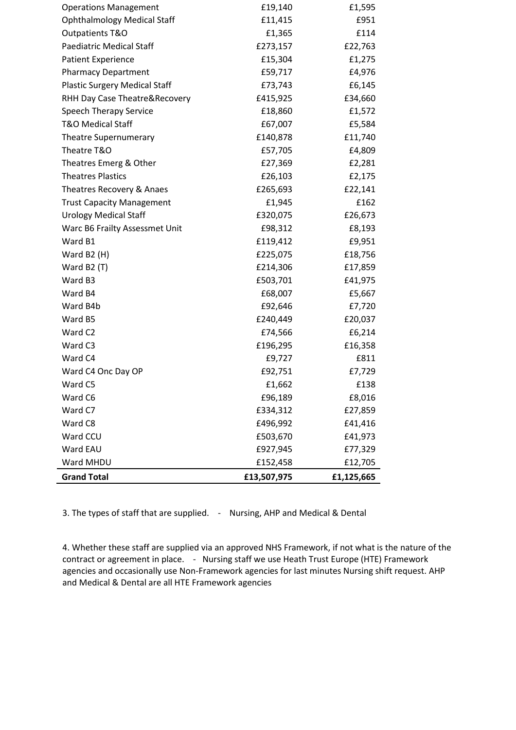| | | |
|---|---|---|
| Operations Management | £19,140 | £1,595 |
| Ophthalmology Medical Staff | £11,415 | £951 |
| Outpatients T&O | £1,365 | £114 |
| Paediatric Medical Staff | £273,157 | £22,763 |
| Patient Experience | £15,304 | £1,275 |
| Pharmacy Department | £59,717 | £4,976 |
| Plastic Surgery Medical Staff | £73,743 | £6,145 |
| RHH Day Case Theatre&Recovery | £415,925 | £34,660 |
| Speech Therapy Service | £18,860 | £1,572 |
| T&O Medical Staff | £67,007 | £5,584 |
| Theatre Supernumerary | £140,878 | £11,740 |
| Theatre T&O | £57,705 | £4,809 |
| Theatres Emerg & Other | £27,369 | £2,281 |
| Theatres Plastics | £26,103 | £2,175 |
| Theatres Recovery & Anaes | £265,693 | £22,141 |
| Trust Capacity Management | £1,945 | £162 |
| Urology Medical Staff | £320,075 | £26,673 |
| Warc B6 Frailty Assessmet Unit | £98,312 | £8,193 |
| Ward B1 | £119,412 | £9,951 |
| Ward B2 (H) | £225,075 | £18,756 |
| Ward B2 (T) | £214,306 | £17,859 |
| Ward B3 | £503,701 | £41,975 |
| Ward B4 | £68,007 | £5,667 |
| Ward B4b | £92,646 | £7,720 |
| Ward B5 | £240,449 | £20,037 |
| Ward C2 | £74,566 | £6,214 |
| Ward C3 | £196,295 | £16,358 |
| Ward C4 | £9,727 | £811 |
| Ward C4 Onc Day OP | £92,751 | £7,729 |
| Ward C5 | £1,662 | £138 |
| Ward C6 | £96,189 | £8,016 |
| Ward C7 | £334,312 | £27,859 |
| Ward C8 | £496,992 | £41,416 |
| Ward CCU | £503,670 | £41,973 |
| Ward EAU | £927,945 | £77,329 |
| Ward MHDU | £152,458 | £12,705 |
| **Grand Total** | **£13,507,975** | **£1,125,665** |

3. The types of staff that are supplied. - Nursing, AHP and Medical & Dental

4. Whether these staff are supplied via an approved NHS Framework, if not what is the nature of the contract or agreement in place. - Nursing staff we use Heath Trust Europe (HTE) Framework agencies and occasionally use Non-Framework agencies for last minutes Nursing shift request. AHP and Medical & Dental are all HTE Framework agencies